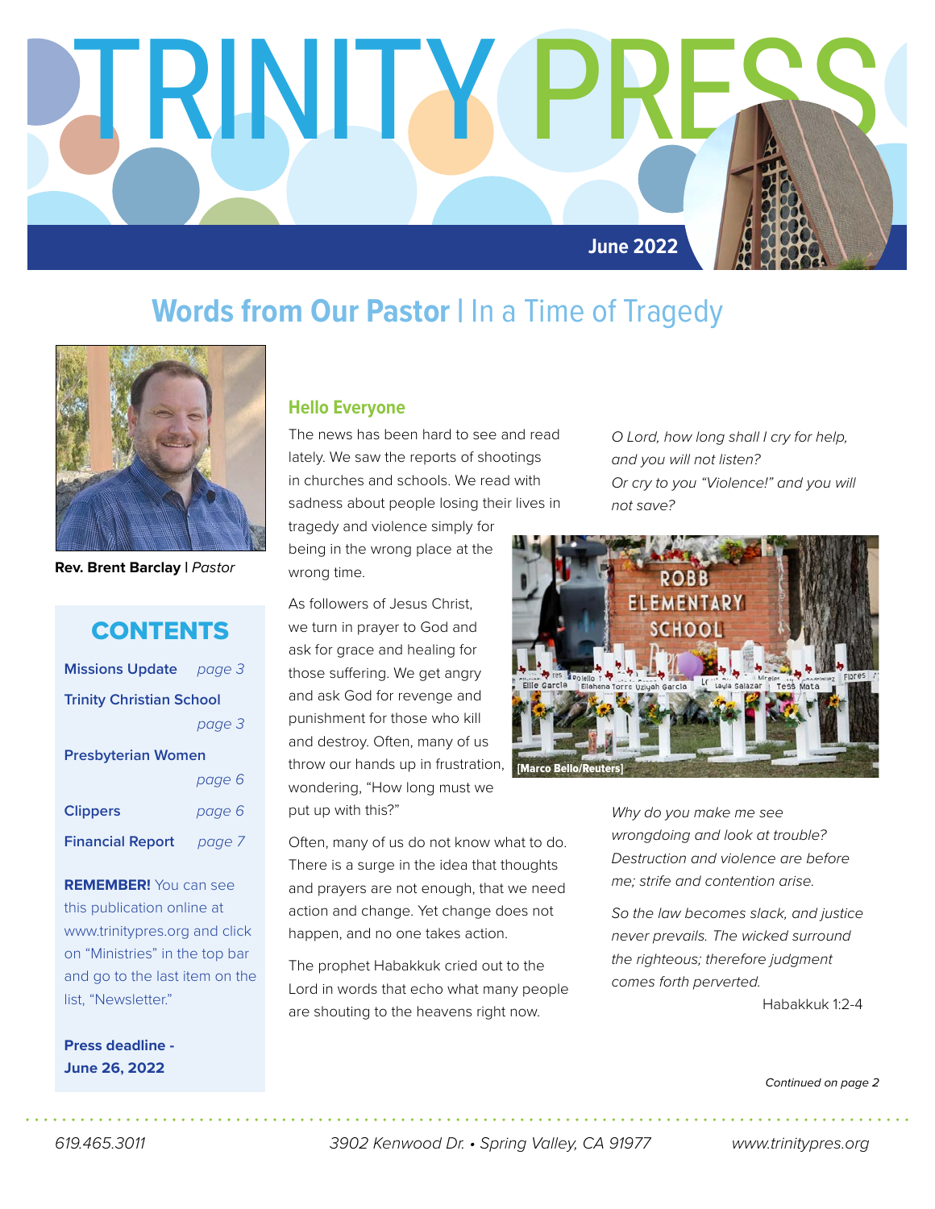# TRINITY PRESS

**June 2022**

## Words from Our Pastor | In a Time of Tragedy

**Rev. Brent Barclay** | *Pastor*

### CONTENTS

| | |
|---|---|
| Missions Update | *page 3* |
| Trinity Christian School | *page 3* |
| Presbyterian Women | *page 6* |
| Clippers | *page 6* |
| Financial Report | *page 7* |

**REMEMBER!** You can see this publication online at www.trinitypres.org and click on "Ministries" in the top bar and go to the last item on the list, "Newsletter."

**Press deadline - June 26, 2022**

### Hello Everyone

The news has been hard to see and read lately. We saw the reports of shootings in churches and schools. We read with sadness about people losing their lives in tragedy and violence simply for being in the wrong place at the wrong time.

As followers of Jesus Christ, we turn in prayer to God and ask for grace and healing for those suffering. We get angry and ask God for revenge and punishment for those who kill and destroy. Often, many of us throw our hands up in frustration, wondering, "How long must we put up with this?"

Often, many of us do not know what to do. There is a surge in the idea that thoughts and prayers are not enough, that we need action and change. Yet change does not happen, and no one takes action.

The prophet Habakkuk cried out to the Lord in words that echo what many people are shouting to the heavens right now.

*O Lord, how long shall I cry for help, and you will not listen? Or cry to you "Violence!" and you will not save?*

[Marco Bello/Reuters]

*Why do you make me see wrongdoing and look at trouble? Destruction and violence are before me; strife and contention arise.*

*So the law becomes slack, and justice never prevails. The wicked surround the righteous; therefore judgment comes forth perverted.*

Habakkuk 1:2-4

*Continued on page 2*

619.465.3011 | 3902 Kenwood Dr. • Spring Valley, CA 91977 | www.trinitypres.org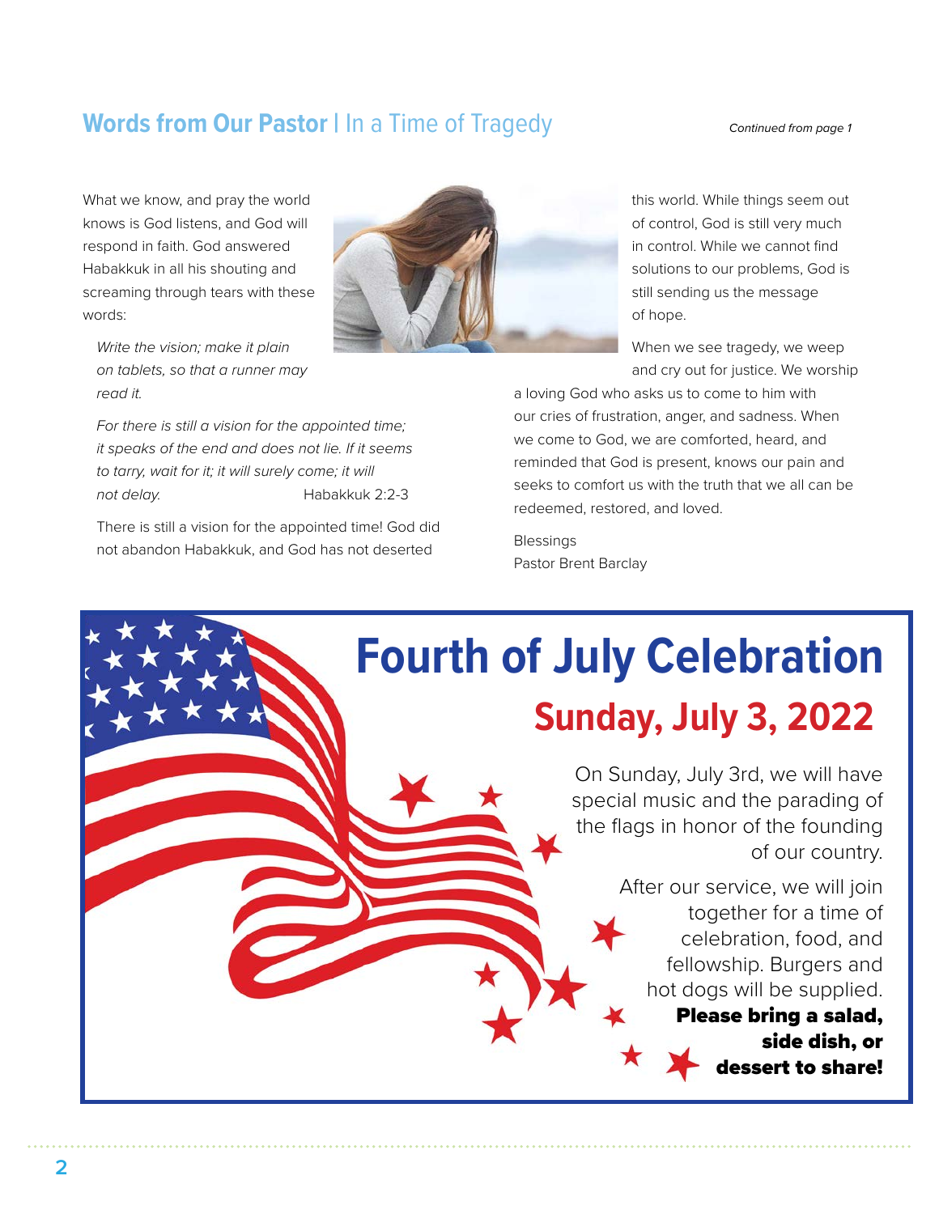## Words from Our Pastor | In a Time of Tragedy

*Continued from page 1*

What we know, and pray the world knows is God listens, and God will respond in faith. God answered Habakkuk in all his shouting and screaming through tears with these words:

> *Write the vision; make it plain on tablets, so that a runner may read it.*
>
> *For there is still a vision for the appointed time; it speaks of the end and does not lie. If it seems to tarry, wait for it; it will surely come; it will not delay.* Habakkuk 2:2-3

There is still a vision for the appointed time! God did not abandon Habakkuk, and God has not deserted this world. While things seem out of control, God is still very much in control. While we cannot find solutions to our problems, God is still sending us the message of hope.

When we see tragedy, we weep and cry out for justice. We worship a loving God who asks us to come to him with our cries of frustration, anger, and sadness. When we come to God, we are comforted, heard, and reminded that God is present, knows our pain and seeks to comfort us with the truth that we all can be redeemed, restored, and loved.

Blessings
Pastor Brent Barclay

# Fourth of July Celebration

## Sunday, July 3, 2022

On Sunday, July 3rd, we will have special music and the parading of the flags in honor of the founding of our country.

After our service, we will join together for a time of celebration, food, and fellowship. Burgers and hot dogs will be supplied. **Please bring a salad, side dish, or dessert to share!**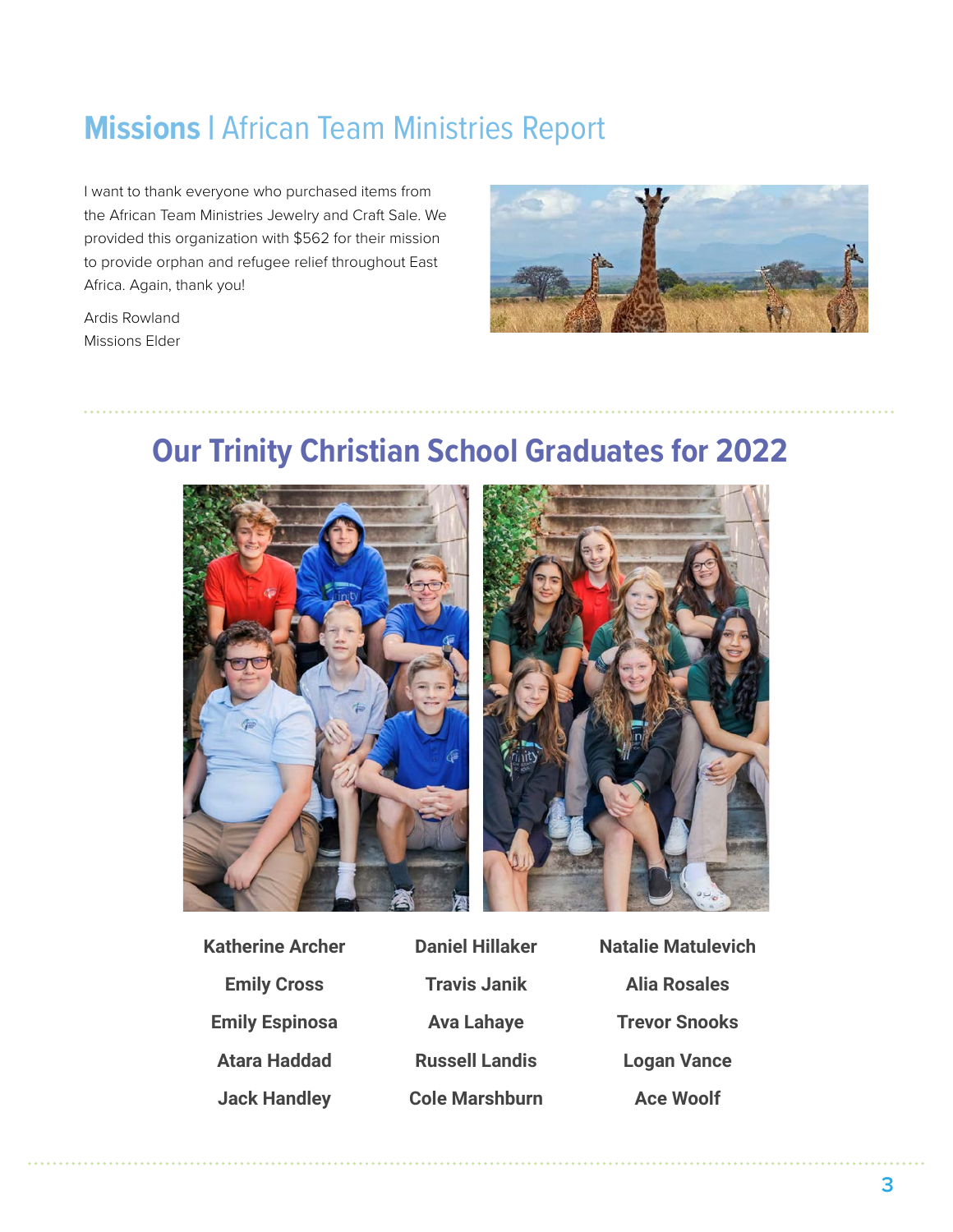## **Missions** | African Team Ministries Report

I want to thank everyone who purchased items from the African Team Ministries Jewelry and Craft Sale. We provided this organization with $562 for their mission to provide orphan and refugee relief throughout East Africa. Again, thank you!

Ardis Rowland
Missions Elder

## Our Trinity Christian School Graduates for 2022

| | | |
|---|---|---|
| Katherine Archer | Daniel Hillaker | Natalie Matulevich |
| Emily Cross | Travis Janik | Alia Rosales |
| Emily Espinosa | Ava Lahaye | Trevor Snooks |
| Atara Haddad | Russell Landis | Logan Vance |
| Jack Handley | Cole Marshburn | Ace Woolf |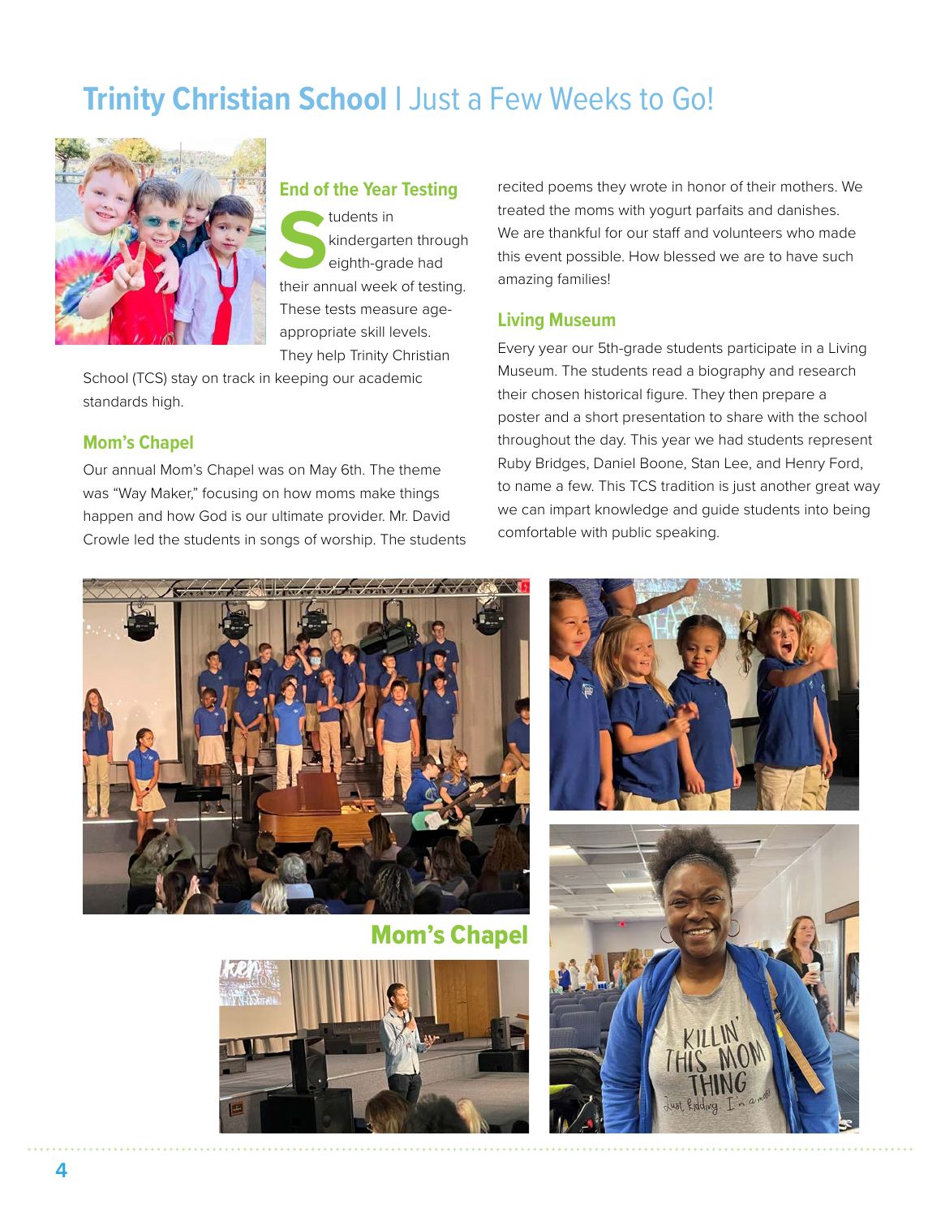# Trinity Christian School | Just a Few Weeks to Go!

## End of the Year Testing

Students in kindergarten through eighth-grade had their annual week of testing. These tests measure age-appropriate skill levels. They help Trinity Christian School (TCS) stay on track in keeping our academic standards high.

## Mom's Chapel

Our annual Mom's Chapel was on May 6th. The theme was "Way Maker," focusing on how moms make things happen and how God is our ultimate provider. Mr. David Crowle led the students in songs of worship. The students recited poems they wrote in honor of their mothers. We treated the moms with yogurt parfaits and danishes. We are thankful for our staff and volunteers who made this event possible. How blessed we are to have such amazing families!

## Living Museum

Every year our 5th-grade students participate in a Living Museum. The students read a biography and research their chosen historical figure. They then prepare a poster and a short presentation to share with the school throughout the day. This year we had students represent Ruby Bridges, Daniel Boone, Stan Lee, and Henry Ford, to name a few. This TCS tradition is just another great way we can impart knowledge and guide students into being comfortable with public speaking.

**Mom's Chapel**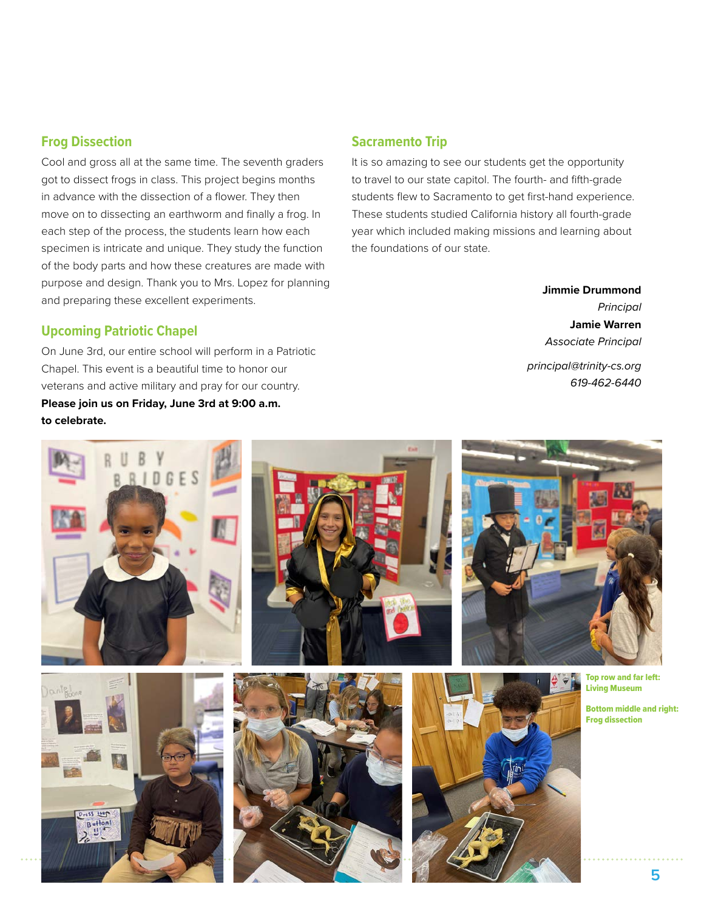## Frog Dissection

Cool and gross all at the same time. The seventh graders got to dissect frogs in class. This project begins months in advance with the dissection of a flower. They then move on to dissecting an earthworm and finally a frog. In each step of the process, the students learn how each specimen is intricate and unique. They study the function of the body parts and how these creatures are made with purpose and design. Thank you to Mrs. Lopez for planning and preparing these excellent experiments.

## Upcoming Patriotic Chapel

On June 3rd, our entire school will perform in a Patriotic Chapel. This event is a beautiful time to honor our veterans and active military and pray for our country. **Please join us on Friday, June 3rd at 9:00 a.m. to celebrate.**

## Sacramento Trip

It is so amazing to see our students get the opportunity to travel to our state capitol. The fourth- and fifth-grade students flew to Sacramento to get first-hand experience. These students studied California history all fourth-grade year which included making missions and learning about the foundations of our state.

**Jimmie Drummond**
*Principal*
**Jamie Warren**
*Associate Principal*

*principal@trinity-cs.org*
*619-462-6440*

**Top row and far left:** Living Museum

**Bottom middle and right:** Frog dissection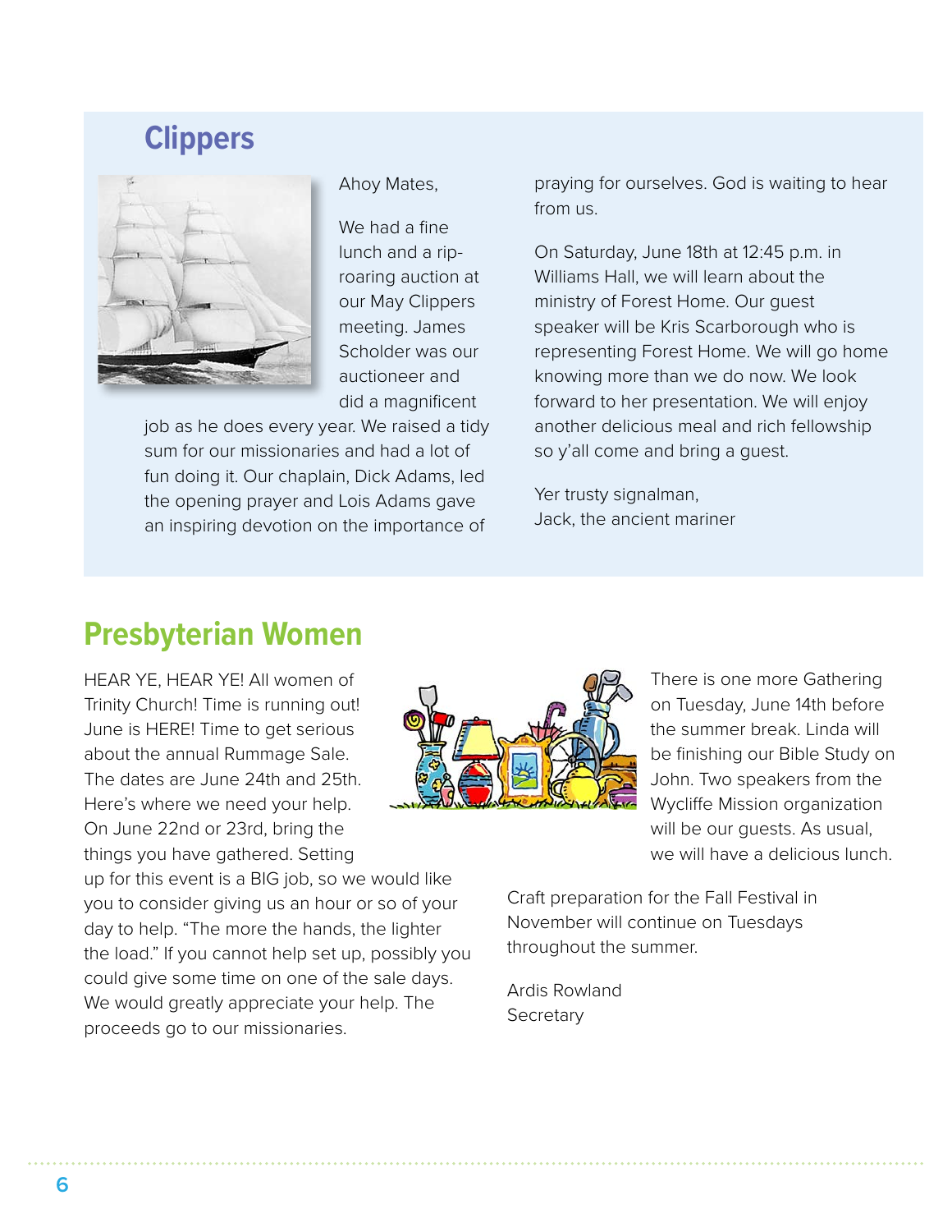## Clippers

Ahoy Mates,

We had a fine lunch and a rip-roaring auction at our May Clippers meeting. James Scholder was our auctioneer and did a magnificent job as he does every year. We raised a tidy sum for our missionaries and had a lot of fun doing it. Our chaplain, Dick Adams, led the opening prayer and Lois Adams gave an inspiring devotion on the importance of praying for ourselves. God is waiting to hear from us.

On Saturday, June 18th at 12:45 p.m. in Williams Hall, we will learn about the ministry of Forest Home. Our guest speaker will be Kris Scarborough who is representing Forest Home. We will go home knowing more than we do now. We look forward to her presentation. We will enjoy another delicious meal and rich fellowship so y'all come and bring a guest.

Yer trusty signalman,
Jack, the ancient mariner

## Presbyterian Women

HEAR YE, HEAR YE! All women of Trinity Church! Time is running out! June is HERE! Time to get serious about the annual Rummage Sale. The dates are June 24th and 25th. Here's where we need your help. On June 22nd or 23rd, bring the things you have gathered. Setting up for this event is a BIG job, so we would like you to consider giving us an hour or so of your day to help. "The more the hands, the lighter the load." If you cannot help set up, possibly you could give some time on one of the sale days. We would greatly appreciate your help. The proceeds go to our missionaries.

There is one more Gathering on Tuesday, June 14th before the summer break. Linda will be finishing our Bible Study on John. Two speakers from the Wycliffe Mission organization will be our guests. As usual, we will have a delicious lunch.

Craft preparation for the Fall Festival in November will continue on Tuesdays throughout the summer.

Ardis Rowland
Secretary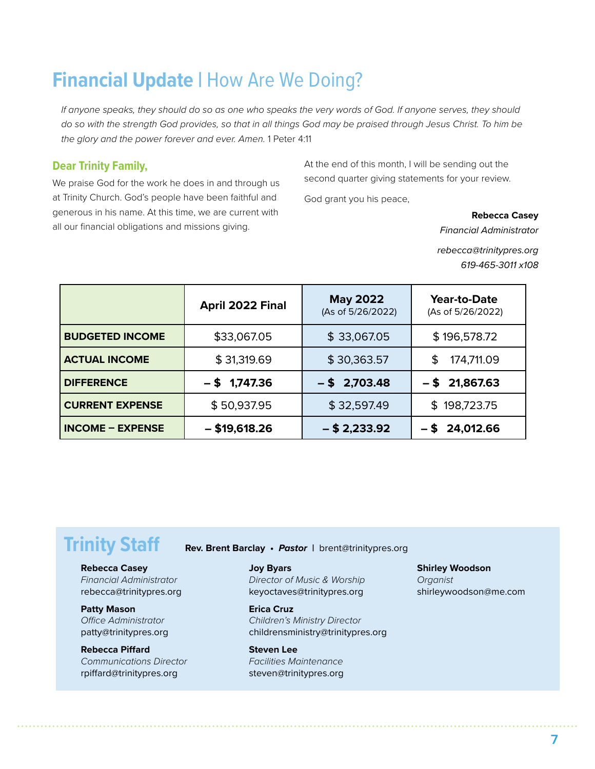# **Financial Update** | How Are We Doing?

*If anyone speaks, they should do so as one who speaks the very words of God. If anyone serves, they should do so with the strength God provides, so that in all things God may be praised through Jesus Christ. To him be the glory and the power forever and ever. Amen.* 1 Peter 4:11

### Dear Trinity Family,

We praise God for the work he does in and through us at Trinity Church. God's people have been faithful and generous in his name. At this time, we are current with all our financial obligations and missions giving.

At the end of this month, I will be sending out the second quarter giving statements for your review.

God grant you his peace,

**Rebecca Casey**
*Financial Administrator*

*rebecca@trinitypres.org*
*619-465-3011 x108*

| | April 2022 Final | May 2022 (As of 5/26/2022) | Year-to-Date (As of 5/26/2022) |
|---|---|---|---|
| **BUDGETED INCOME** | $33,067.05 | $ 33,067.05 | $ 196,578.72 |
| **ACTUAL INCOME** | $ 31,319.69 | $ 30,363.57 | $ 174,711.09 |
| **DIFFERENCE** | **– $ 1,747.36** | **– $ 2,703.48** | **– $ 21,867.63** |
| **CURRENT EXPENSE** | $ 50,937.95 | $ 32,597.49 | $ 198,723.75 |
| **INCOME – EXPENSE** | **– $19,618.26** | **– $ 2,233.92** | **– $ 24,012.66** |

## Trinity Staff

**Rev. Brent Barclay** • ***Pastor*** | brent@trinitypres.org

**Rebecca Casey**
*Financial Administrator*
rebecca@trinitypres.org

**Patty Mason**
*Office Administrator*
patty@trinitypres.org

**Rebecca Piffard**
*Communications Director*
rpiffard@trinitypres.org

**Joy Byars**
*Director of Music & Worship*
keyoctaves@trinitypres.org

**Erica Cruz**
*Children's Ministry Director*
childrensministry@trinitypres.org

**Steven Lee**
*Facilities Maintenance*
steven@trinitypres.org

**Shirley Woodson**
*Organist*
shirleywoodson@me.com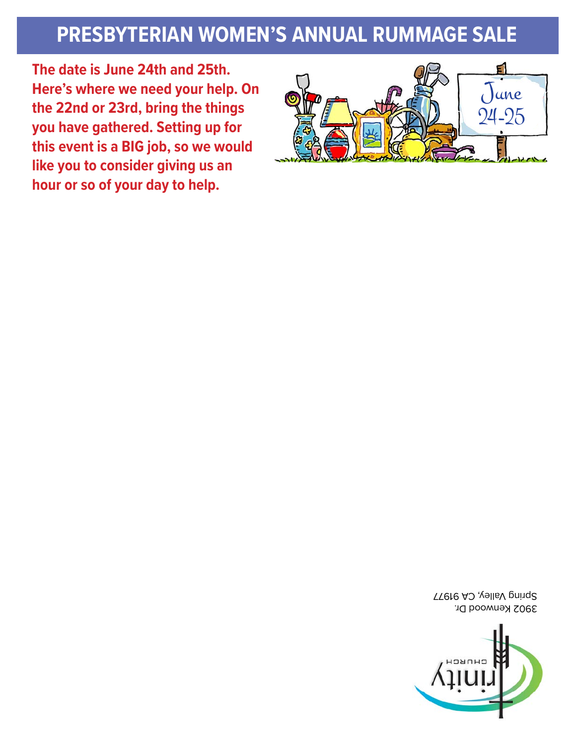# PRESBYTERIAN WOMEN'S ANNUAL RUMMAGE SALE

**The date is June 24th and 25th. Here's where we need your help. On the 22nd or 23rd, bring the things you have gathered. Setting up for this event is a BIG job, so we would like you to consider giving us an hour or so of your day to help.**

June
24-25

3902 Kenwood Dr.
Spring Valley, CA 91977

Trinity
CHURCH